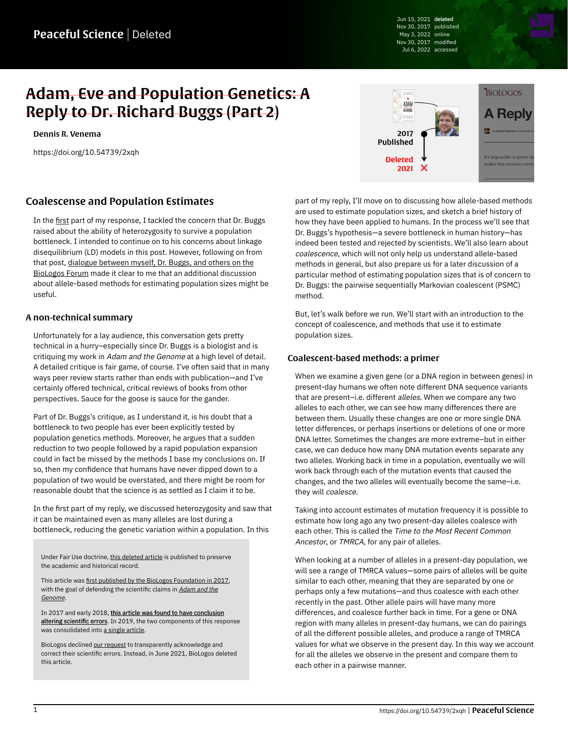# ~~Adam, Eve and Population Genetics: A Reply to Dr. Richard Buggs (Part 2)~~

**Dennis R. Venema**

https://doi.org/10.54739/2xqh

## Coalescense and Population Estimates

In the first part of my response, I tackled the concern that Dr. Buggs raised about the ability of heterozygosity to survive a population bottleneck. I intended to continue on to his concerns about linkage disequilibrium (LD) models in this post. However, following on from that post, dialogue between myself, Dr. Buggs, and others on the BioLogos Forum made it clear to me that an additional discussion about allele-based methods for estimating population sizes might be useful.

### A non-technical summary

Unfortunately for a lay audience, this conversation gets pretty technical in a hurry–especially since Dr. Buggs is a biologist and is critiquing my work in *Adam and the Genome* at a high level of detail. A detailed critique is fair game, of course. I've often said that in many ways peer review starts rather than ends with publication—and I've certainly offered technical, critical reviews of books from other perspectives. Sauce for the goose is sauce for the gander.

Part of Dr. Buggs's critique, as I understand it, is his doubt that a bottleneck to two people has ever been explicitly tested by population genetics methods. Moreover, he argues that a sudden reduction to two people followed by a rapid population expansion could in fact be missed by the methods I base my conclusions on. If so, then my confidence that humans have never dipped down to a population of two would be overstated, and there might be room for reasonable doubt that the science is as settled as I claim it to be.

In the first part of my reply, we discussed heterozygosity and saw that it can be maintained even as many alleles are lost during a bottleneck, reducing the genetic variation within a population. In this part of my reply, I'll move on to discussing how allele-based methods are used to estimate population sizes, and sketch a brief history of how they have been applied to humans. In the process we'll see that Dr. Buggs's hypothesis—a severe bottleneck in human history—has indeed been tested and rejected by scientists. We'll also learn about *coalescence*, which will not only help us understand allele-based methods in general, but also prepare us for a later discussion of a particular method of estimating population sizes that is of concern to Dr. Buggs: the pairwise sequentially Markovian coalescent (PSMC) method.

But, let's walk before we run. We'll start with an introduction to the concept of coalescence, and methods that use it to estimate population sizes.

> Under Fair Use doctrine, this deleted article is published to preserve the academic and historical record.
>
> This article was first published by the BioLogos Foundation in 2017, with the goal of defending the scientific claims in *Adam and the Genome*.
>
> In 2017 and early 2018, this article was found to have conclusion altering scientific errors. In 2019, the two components of this response was consolidated into a single article.
>
> BioLogos declined our request to transparently acknowledge and correct their scientific errors. Instead, in June 2021, BioLogos deleted this article.

### Coalescent-based methods: a primer

When we examine a given gene (or a DNA region in between genes) in present-day humans we often note different DNA sequence variants that are present–i.e. different *alleles*. When we compare any two alleles to each other, we can see how many differences there are between them. Usually these changes are one or more single DNA letter differences, or perhaps insertions or deletions of one or more DNA letter. Sometimes the changes are more extreme–but in either case, we can deduce how many DNA mutation events separate any two alleles. Working back in time in a population, eventually we will work back through each of the mutation events that caused the changes, and the two alleles will eventually become the same–i.e. they will *coalesce*.

Taking into account estimates of mutation frequency it is possible to estimate how long ago any two present-day alleles coalesce with each other. This is called the *Time to the Most Recent Common Ancestor*, or *TMRCA*, for any pair of alleles.

When looking at a number of alleles in a present-day population, we will see a range of TMRCA values—some pairs of alleles will be quite similar to each other, meaning that they are separated by one or perhaps only a few mutations—and thus coalesce with each other recently in the past. Other allele pairs will have many more differences, and coalesce further back in time. For a gene or DNA region with many alleles in present-day humans, we can do pairings of all the different possible alleles, and produce a range of TMRCA values for what we observe in the present day. In this way we account for all the alleles we observe in the present and compare them to each other in a pairwise manner.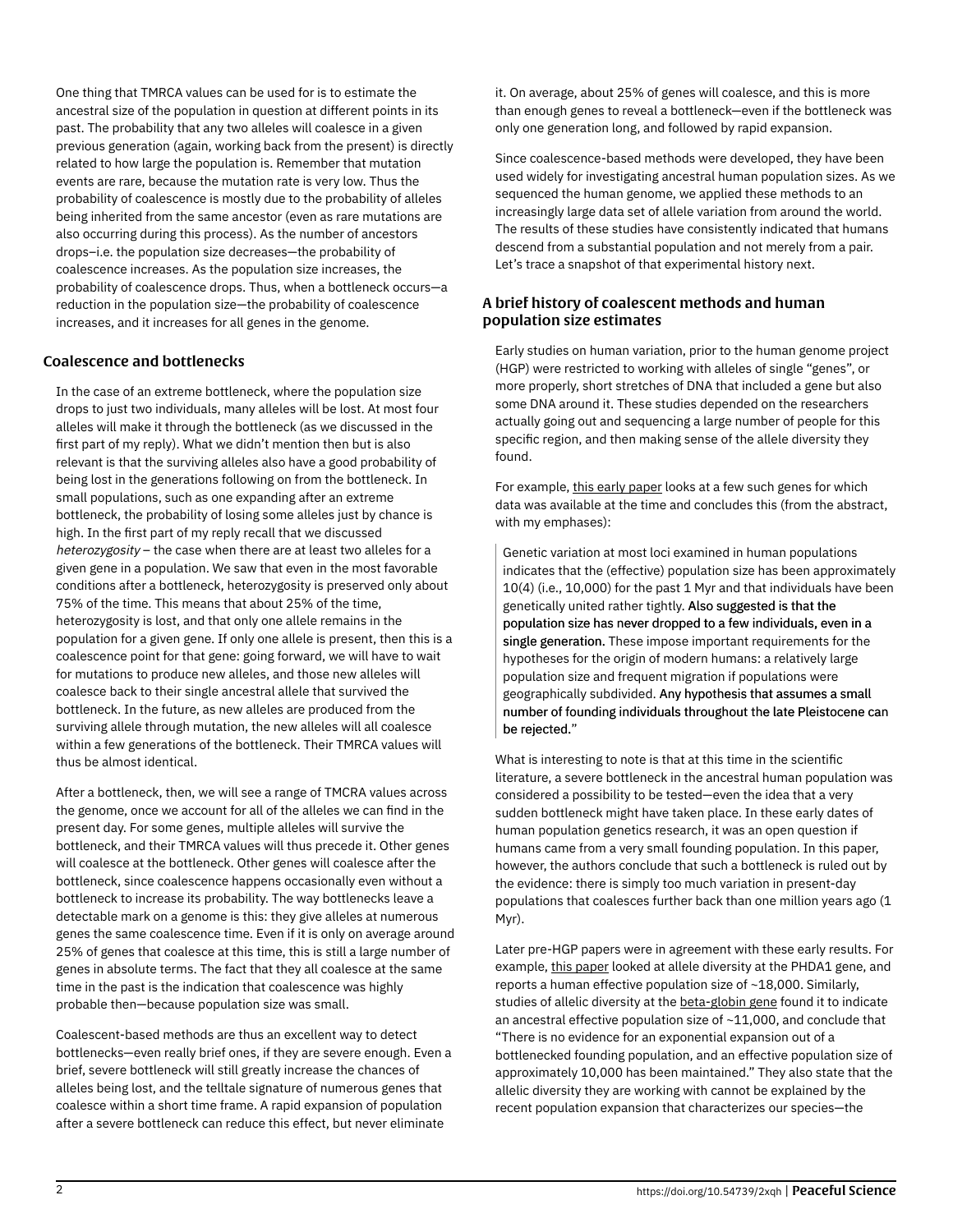One thing that TMRCA values can be used for is to estimate the ancestral size of the population in question at different points in its past. The probability that any two alleles will coalesce in a given previous generation (again, working back from the present) is directly related to how large the population is. Remember that mutation events are rare, because the mutation rate is very low. Thus the probability of coalescence is mostly due to the probability of alleles being inherited from the same ancestor (even as rare mutations are also occurring during this process). As the number of ancestors drops–i.e. the population size decreases—the probability of coalescence increases. As the population size increases, the probability of coalescence drops. Thus, when a bottleneck occurs—a reduction in the population size—the probability of coalescence increases, and it increases for all genes in the genome.

## Coalescence and bottlenecks

In the case of an extreme bottleneck, where the population size drops to just two individuals, many alleles will be lost. At most four alleles will make it through the bottleneck (as we discussed in the first part of my reply). What we didn't mention then but is also relevant is that the surviving alleles also have a good probability of being lost in the generations following on from the bottleneck. In small populations, such as one expanding after an extreme bottleneck, the probability of losing some alleles just by chance is high. In the first part of my reply recall that we discussed *heterozygosity* – the case when there are at least two alleles for a given gene in a population. We saw that even in the most favorable conditions after a bottleneck, heterozygosity is preserved only about 75% of the time. This means that about 25% of the time, heterozygosity is lost, and that only one allele remains in the population for a given gene. If only one allele is present, then this is a coalescence point for that gene: going forward, we will have to wait for mutations to produce new alleles, and those new alleles will coalesce back to their single ancestral allele that survived the bottleneck. In the future, as new alleles are produced from the surviving allele through mutation, the new alleles will all coalesce within a few generations of the bottleneck. Their TMRCA values will thus be almost identical.

After a bottleneck, then, we will see a range of TMCRA values across the genome, once we account for all of the alleles we can find in the present day. For some genes, multiple alleles will survive the bottleneck, and their TMRCA values will thus precede it. Other genes will coalesce at the bottleneck. Other genes will coalesce after the bottleneck, since coalescence happens occasionally even without a bottleneck to increase its probability. The way bottlenecks leave a detectable mark on a genome is this: they give alleles at numerous genes the same coalescence time. Even if it is only on average around 25% of genes that coalesce at this time, this is still a large number of genes in absolute terms. The fact that they all coalesce at the same time in the past is the indication that coalescence was highly probable then—because population size was small.

Coalescent-based methods are thus an excellent way to detect bottlenecks—even really brief ones, if they are severe enough. Even a brief, severe bottleneck will still greatly increase the chances of alleles being lost, and the telltale signature of numerous genes that coalesce within a short time frame. A rapid expansion of population after a severe bottleneck can reduce this effect, but never eliminate it. On average, about 25% of genes will coalesce, and this is more than enough genes to reveal a bottleneck—even if the bottleneck was only one generation long, and followed by rapid expansion.

Since coalescence-based methods were developed, they have been used widely for investigating ancestral human population sizes. As we sequenced the human genome, we applied these methods to an increasingly large data set of allele variation from around the world. The results of these studies have consistently indicated that humans descend from a substantial population and not merely from a pair. Let's trace a snapshot of that experimental history next.

## A brief history of coalescent methods and human population size estimates

Early studies on human variation, prior to the human genome project (HGP) were restricted to working with alleles of single "genes", or more properly, short stretches of DNA that included a gene but also some DNA around it. These studies depended on the researchers actually going out and sequencing a large number of people for this specific region, and then making sense of the allele diversity they found.

For example, this early paper looks at a few such genes for which data was available at the time and concludes this (from the abstract, with my emphases):

> Genetic variation at most loci examined in human populations indicates that the (effective) population size has been approximately 10(4) (i.e., 10,000) for the past 1 Myr and that individuals have been genetically united rather tightly. **Also suggested is that the population size has never dropped to a few individuals, even in a single generation.** These impose important requirements for the hypotheses for the origin of modern humans: a relatively large population size and frequent migration if populations were geographically subdivided. **Any hypothesis that assumes a small number of founding individuals throughout the late Pleistocene can be rejected.**"

What is interesting to note is that at this time in the scientific literature, a severe bottleneck in the ancestral human population was considered a possibility to be tested—even the idea that a very sudden bottleneck might have taken place. In these early dates of human population genetics research, it was an open question if humans came from a very small founding population. In this paper, however, the authors conclude that such a bottleneck is ruled out by the evidence: there is simply too much variation in present-day populations that coalesces further back than one million years ago (1 Myr).

Later pre-HGP papers were in agreement with these early results. For example, this paper looked at allele diversity at the PHDA1 gene, and reports a human effective population size of ~18,000. Similarly, studies of allelic diversity at the beta-globin gene found it to indicate an ancestral effective population size of ~11,000, and conclude that "There is no evidence for an exponential expansion out of a bottlenecked founding population, and an effective population size of approximately 10,000 has been maintained." They also state that the allelic diversity they are working with cannot be explained by the recent population expansion that characterizes our species—the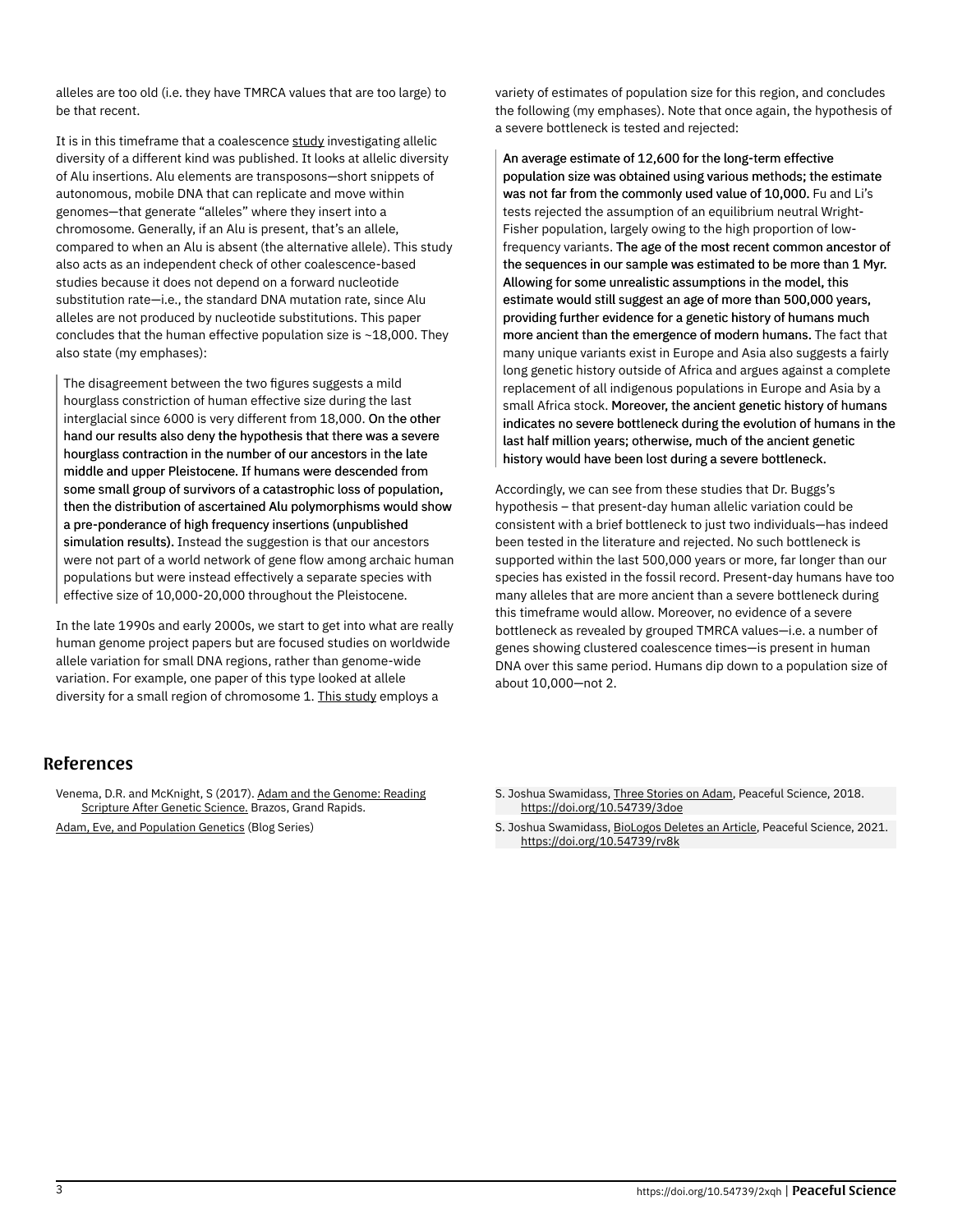alleles are too old (i.e. they have TMRCA values that are too large) to be that recent.

It is in this timeframe that a coalescence study investigating allelic diversity of a different kind was published. It looks at allelic diversity of Alu insertions. Alu elements are transposons—short snippets of autonomous, mobile DNA that can replicate and move within genomes—that generate "alleles" where they insert into a chromosome. Generally, if an Alu is present, that's an allele, compared to when an Alu is absent (the alternative allele). This study also acts as an independent check of other coalescence-based studies because it does not depend on a forward nucleotide substitution rate—i.e., the standard DNA mutation rate, since Alu alleles are not produced by nucleotide substitutions. This paper concludes that the human effective population size is ~18,000. They also state (my emphases):

> The disagreement between the two figures suggests a mild hourglass constriction of human effective size during the last interglacial since 6000 is very different from 18,000. **On the other hand our results also deny the hypothesis that there was a severe hourglass contraction in the number of our ancestors in the late middle and upper Pleistocene. If humans were descended from some small group of survivors of a catastrophic loss of population, then the distribution of ascertained Alu polymorphisms would show a pre-ponderance of high frequency insertions (unpublished simulation results).** Instead the suggestion is that our ancestors were not part of a world network of gene flow among archaic human populations but were instead effectively a separate species with effective size of 10,000-20,000 throughout the Pleistocene.

In the late 1990s and early 2000s, we start to get into what are really human genome project papers but are focused studies on worldwide allele variation for small DNA regions, rather than genome-wide variation. For example, one paper of this type looked at allele diversity for a small region of chromosome 1. This study employs a variety of estimates of population size for this region, and concludes the following (my emphases). Note that once again, the hypothesis of a severe bottleneck is tested and rejected:

> **An average estimate of 12,600 for the long-term effective population size was obtained using various methods; the estimate was not far from the commonly used value of 10,000.** Fu and Li's tests rejected the assumption of an equilibrium neutral Wright-Fisher population, largely owing to the high proportion of low-frequency variants. **The age of the most recent common ancestor of the sequences in our sample was estimated to be more than 1 Myr. Allowing for some unrealistic assumptions in the model, this estimate would still suggest an age of more than 500,000 years, providing further evidence for a genetic history of humans much more ancient than the emergence of modern humans.** The fact that many unique variants exist in Europe and Asia also suggests a fairly long genetic history outside of Africa and argues against a complete replacement of all indigenous populations in Europe and Asia by a small Africa stock. **Moreover, the ancient genetic history of humans indicates no severe bottleneck during the evolution of humans in the last half million years; otherwise, much of the ancient genetic history would have been lost during a severe bottleneck.**

Accordingly, we can see from these studies that Dr. Buggs's hypothesis – that present-day human allelic variation could be consistent with a brief bottleneck to just two individuals—has indeed been tested in the literature and rejected. No such bottleneck is supported within the last 500,000 years or more, far longer than our species has existed in the fossil record. Present-day humans have too many alleles that are more ancient than a severe bottleneck during this timeframe would allow. Moreover, no evidence of a severe bottleneck as revealed by grouped TMRCA values—i.e. a number of genes showing clustered coalescence times—is present in human DNA over this same period. Humans dip down to a population size of about 10,000—not 2.

## References

Venema, D.R. and McKnight, S (2017). Adam and the Genome: Reading Scripture After Genetic Science. Brazos, Grand Rapids.

Adam, Eve, and Population Genetics (Blog Series)

S. Joshua Swamidass, Three Stories on Adam, Peaceful Science, 2018. https://doi.org/10.54739/3doe

S. Joshua Swamidass, BioLogos Deletes an Article, Peaceful Science, 2021. https://doi.org/10.54739/rv8k